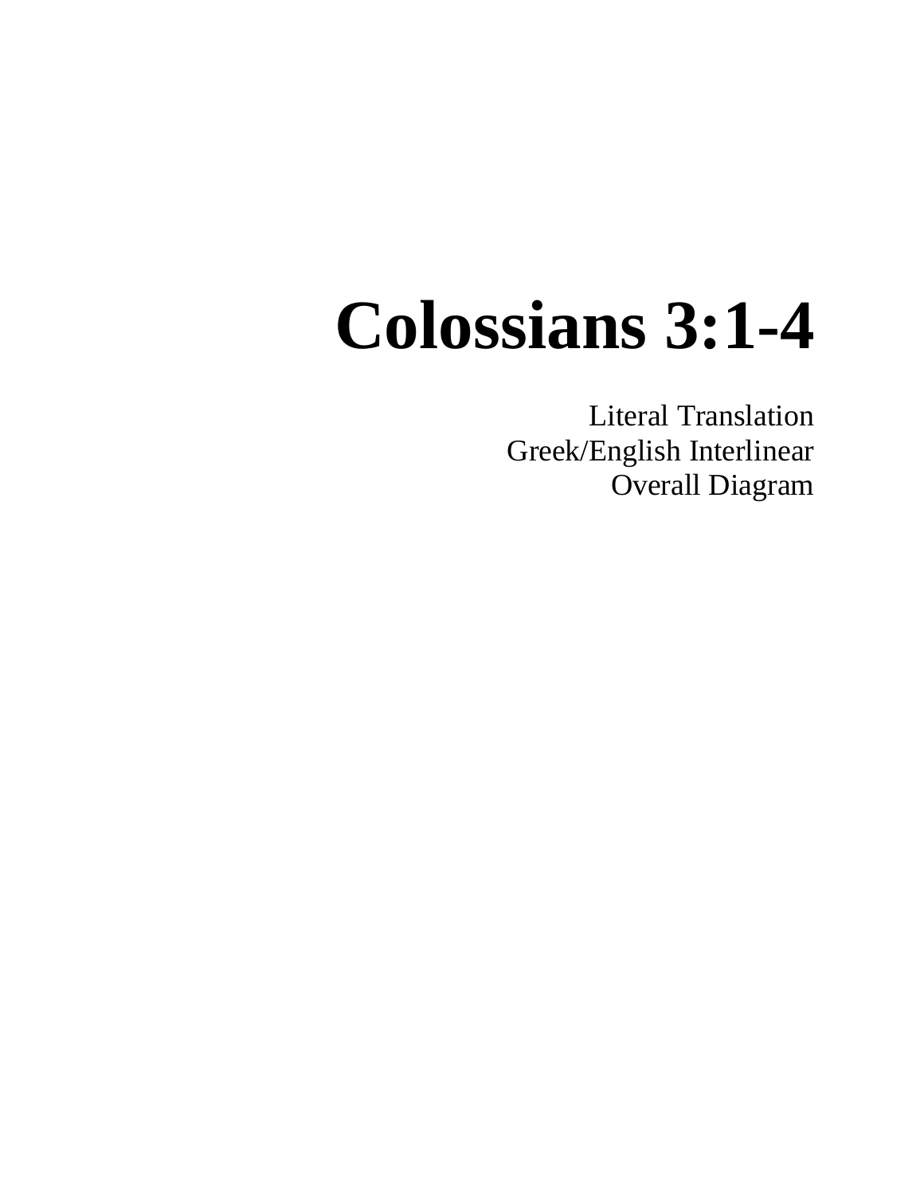# Colossians 3:1-4

Literal Translation
Greek/English Interlinear
Overall Diagram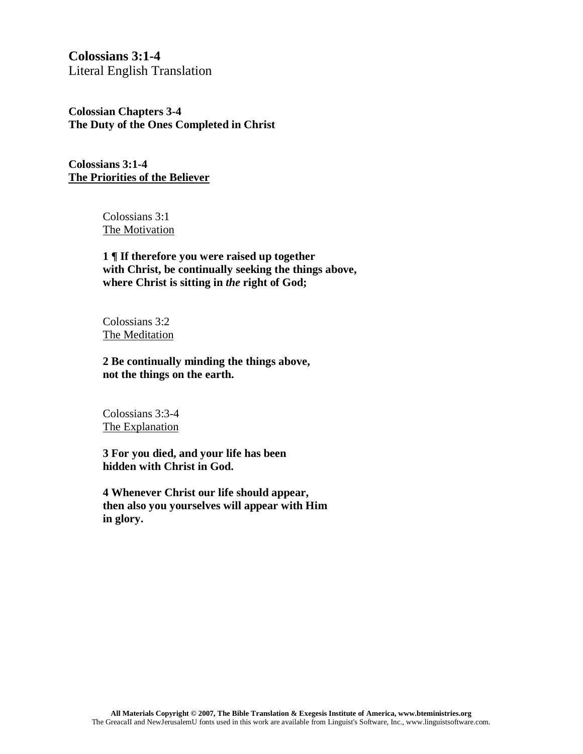**Colossians 3:1-4**
Literal English Translation

**Colossian Chapters 3-4**
**The Duty of the Ones Completed in Christ**

**Colossians 3:1-4**
**<u>The Priorities of the Believer</u>**

Colossians 3:1
<u>The Motivation</u>

**1 ¶ If therefore you were raised up together with Christ, be continually seeking the things above, where Christ is sitting in *the* right of God;**

Colossians 3:2
<u>The Meditation</u>

**2 Be continually minding the things above, not the things on the earth.**

Colossians 3:3-4
<u>The Explanation</u>

**3 For you died, and your life has been hidden with Christ in God.**

**4 Whenever Christ our life should appear, then also you yourselves will appear with Him in glory.**

**All Materials Copyright © 2007, The Bible Translation & Exegesis Institute of America, www.bteministries.org**
The GreacaII and NewJerusalemU fonts used in this work are available from Linguist's Software, Inc., www.linguistsoftware.com.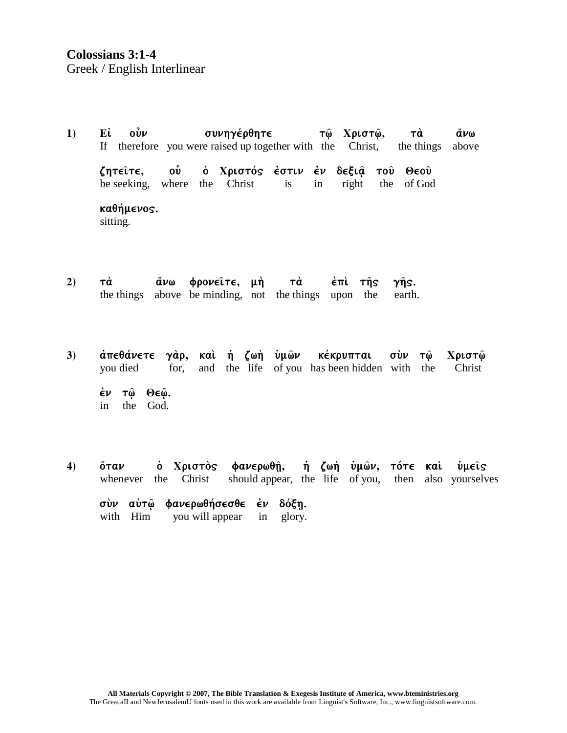**Colossians 3:1-4**
Greek / English Interlinear

**1)**

Εἰ οὖν συνηγέρθητε τῷ Χριστῷ, τὰ ἄνω
If therefore you were raised up together with the Christ, the things above

ζητεῖτε, οὗ ὁ Χριστός ἐστιν ἐν δεξιᾷ τοῦ Θεοῦ
be seeking, where the Christ is in right the of God

καθήμενος.
sitting.

**2)**

τὰ ἄνω φρονεῖτε, μὴ τὰ ἐπὶ τῆς γῆς.
the things above be minding, not the things upon the earth.

**3)**

ἀπεθάνετε γὰρ, καὶ ἡ ζωὴ ὑμῶν κέκρυπται σὺν τῷ Χριστῷ
you died for, and the life of you has been hidden with the Christ

ἐν τῷ Θεῷ.
in the God.

**4)**

ὅταν ὁ Χριστὸς φανερωθῇ, ἡ ζωὴ ὑμῶν, τότε καὶ ὑμεῖς
whenever the Christ should appear, the life of you, then also yourselves

σὺν αὐτῷ φανερωθήσεσθε ἐν δόξῃ.
with Him you will appear in glory.

**All Materials Copyright © 2007, The Bible Translation & Exegesis Institute of America, www.bteministries.org**
The GreacaII and NewJerusalemU fonts used in this work are available from Linguist's Software, Inc., www.linguistsoftware.com.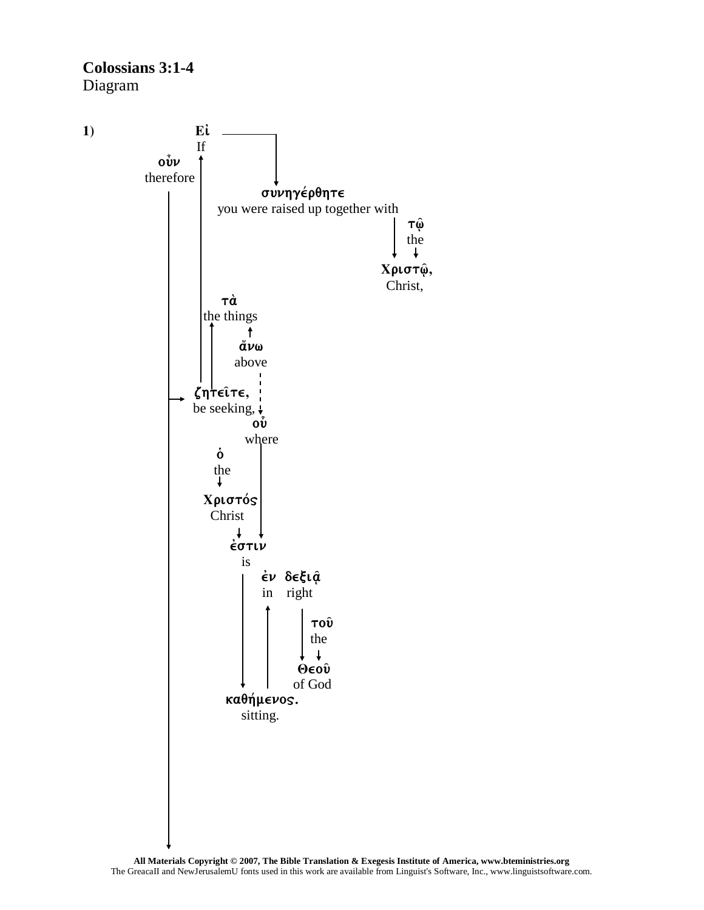**Colossians 3:1-4**
Diagram

**1)**

Εἰ
If

οὖν
therefore

συνηγέρθητε
you were raised up together with

τῷ
the

Χριστῷ,
Christ,

τὰ
the things

ἄνω
above

ζητεῖτε,
be seeking,

οὗ
where

ὁ
the

Χριστός
Christ

ἐστιν
is

ἐν δεξιᾷ
in right

τοῦ
the

Θεοῦ
of God

καθήμενος.
sitting.

**All Materials Copyright © 2007, The Bible Translation & Exegesis Institute of America, www.bteministries.org**
The GreacaII and NewJerusalemU fonts used in this work are available from Linguist's Software, Inc., www.linguistsoftware.com.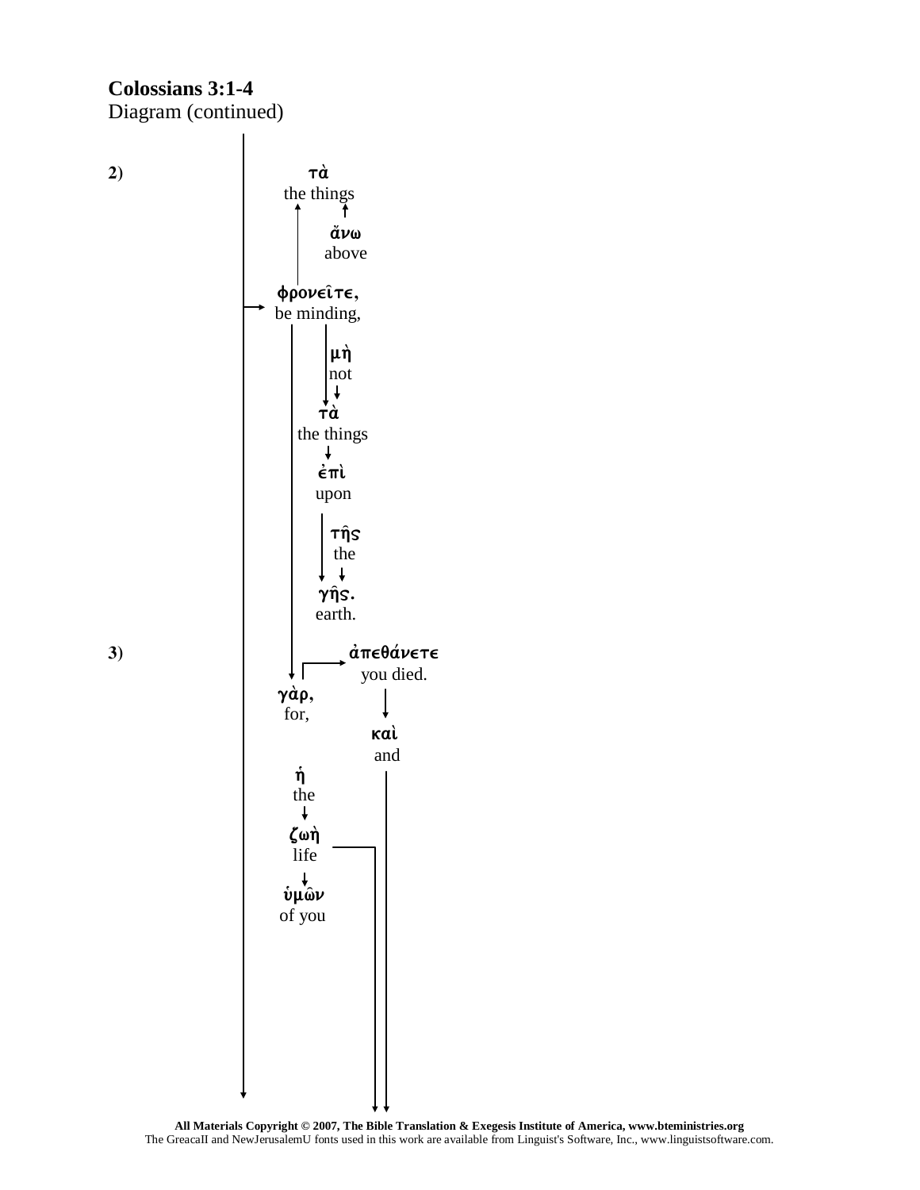**Colossians 3:1-4**
Diagram (continued)

2)

τὰ
the things

ἄνω
above

φρονεῖτε,
be minding,

μὴ
not

τὰ
the things

ἐπὶ
upon

τῆς
the

γῆς.
earth.

3)

ἀπεθάνετε
you died.

γὰρ,
for,

καὶ
and

ἡ
the

ζωὴ
life

ὑμῶν
of you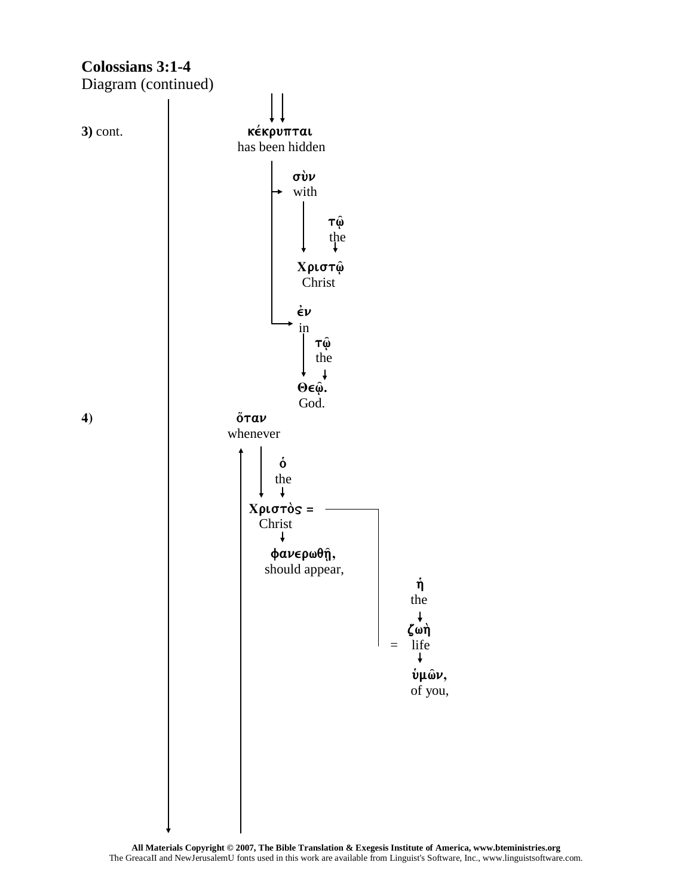**Colossians 3:1-4**
Diagram (continued)

**3)** cont.

**κέκρυπται**
has been hidden

**σὺν**
with

**τῷ**
the

**Χριστῷ**
Christ

**ἐν**
in

**τῷ**
the

**Θεῷ.**
God.

**4)**

**ὅταν**
whenever

**ὁ**
the

**Χριστὸς =**
Christ

**φανερωθῇ,**
should appear,

**ἡ**
the

**ζωὴ**
= life

**ὑμῶν,**
of you,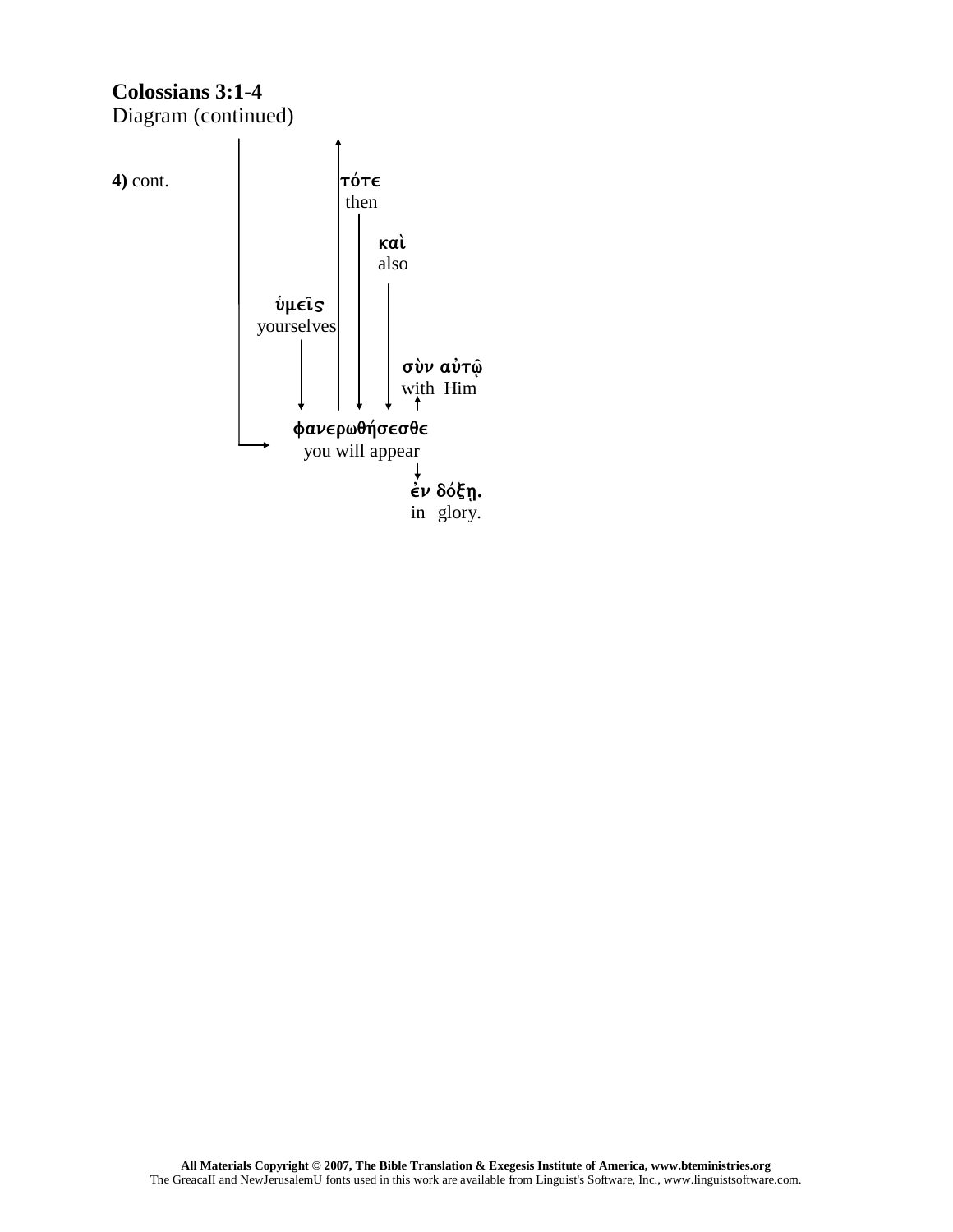**Colossians 3:1-4**
Diagram (continued)

**4)** cont.

**τότε**
then

**καὶ**
also

**ὑμεῖς**
yourselves

**σὺν αὐτῷ**
with Him

**φανερωθήσεσθε**
you will appear

**ἐν δόξῃ.**
in glory.

**All Materials Copyright © 2007, The Bible Translation & Exegesis Institute of America, www.bteministries.org**
The GreacaII and NewJerusalemU fonts used in this work are available from Linguist's Software, Inc., www.linguistsoftware.com.